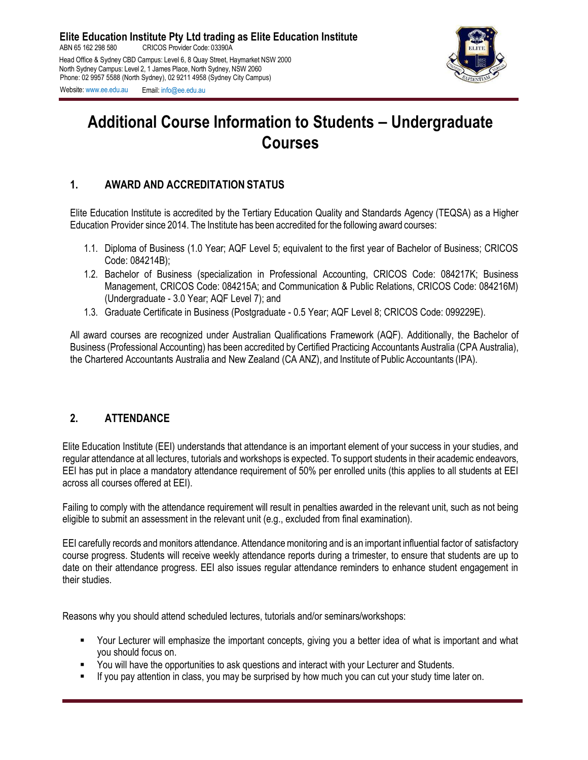**Elite Education Institute Pty Ltd trading as Elite Education Institute**
ABN 65 162 298 580    CRICOS Provider Code: 03390A

Head Office & Sydney CBD Campus: Level 6, 8 Quay Street, Haymarket NSW 2000
North Sydney Campus: Level 2, 1 James Place, North Sydney, NSW 2060
Phone: 02 9957 5588 (North Sydney), 02 9211 4958 (Sydney City Campus)

Website: www.ee.edu.au    Email: info@ee.edu.au

# Additional Course Information to Students – Undergraduate Courses

## 1. AWARD AND ACCREDITATION STATUS

Elite Education Institute is accredited by the Tertiary Education Quality and Standards Agency (TEQSA) as a Higher Education Provider since 2014. The Institute has been accredited for the following award courses:

1.1. Diploma of Business (1.0 Year; AQF Level 5; equivalent to the first year of Bachelor of Business; CRICOS Code: 084214B);

1.2. Bachelor of Business (specialization in Professional Accounting, CRICOS Code: 084217K; Business Management, CRICOS Code: 084215A; and Communication & Public Relations, CRICOS Code: 084216M) (Undergraduate - 3.0 Year; AQF Level 7); and

1.3. Graduate Certificate in Business (Postgraduate - 0.5 Year; AQF Level 8; CRICOS Code: 099229E).

All award courses are recognized under Australian Qualifications Framework (AQF). Additionally, the Bachelor of Business (Professional Accounting) has been accredited by Certified Practicing Accountants Australia (CPA Australia), the Chartered Accountants Australia and New Zealand (CA ANZ), and Institute of Public Accountants (IPA).

## 2. ATTENDANCE

Elite Education Institute (EEI) understands that attendance is an important element of your success in your studies, and regular attendance at all lectures, tutorials and workshops is expected. To support students in their academic endeavors, EEI has put in place a mandatory attendance requirement of 50% per enrolled units (this applies to all students at EEI across all courses offered at EEI).

Failing to comply with the attendance requirement will result in penalties awarded in the relevant unit, such as not being eligible to submit an assessment in the relevant unit (e.g., excluded from final examination).

EEI carefully records and monitors attendance. Attendance monitoring and is an important influential factor of satisfactory course progress. Students will receive weekly attendance reports during a trimester, to ensure that students are up to date on their attendance progress. EEI also issues regular attendance reminders to enhance student engagement in their studies.

Reasons why you should attend scheduled lectures, tutorials and/or seminars/workshops:

- Your Lecturer will emphasize the important concepts, giving you a better idea of what is important and what you should focus on.
- You will have the opportunities to ask questions and interact with your Lecturer and Students.
- If you pay attention in class, you may be surprised by how much you can cut your study time later on.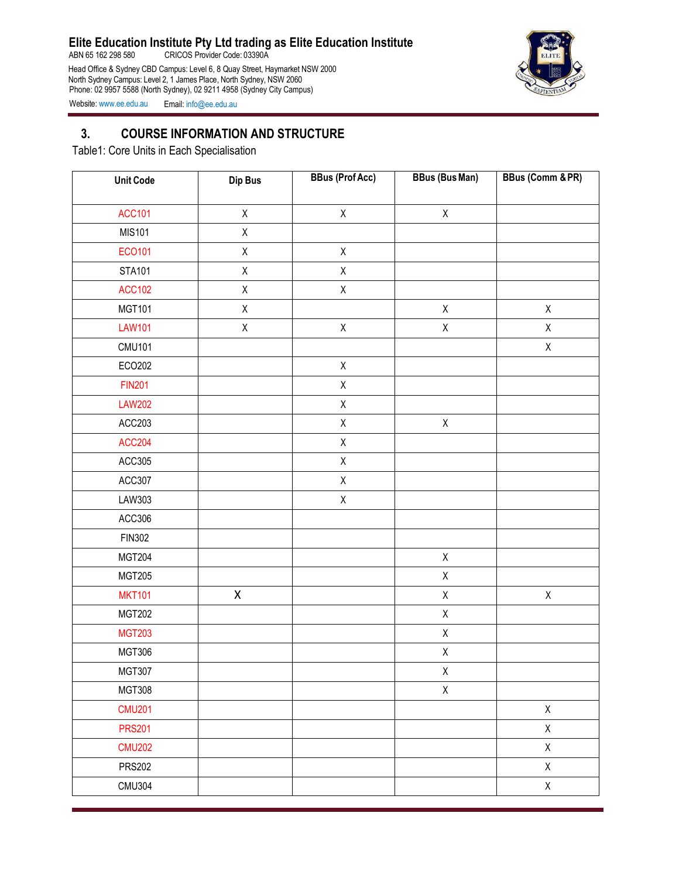## 3. COURSE INFORMATION AND STRUCTURE

Table1: Core Units in Each Specialisation

| Unit Code | Dip Bus | BBus (Prof Acc) | BBus (Bus Man) | BBus (Comm & PR) |
|---|---|---|---|---|
| ACC101 | X | X | X | |
| MIS101 | X | | | |
| ECO101 | X | X | | |
| STA101 | X | X | | |
| ACC102 | X | X | | |
| MGT101 | X | | X | X |
| LAW101 | X | X | X | X |
| CMU101 | | | | X |
| ECO202 | | X | | |
| FIN201 | | X | | |
| LAW202 | | X | | |
| ACC203 | | X | X | |
| ACC204 | | X | | |
| ACC305 | | X | | |
| ACC307 | | X | | |
| LAW303 | | X | | |
| ACC306 | | | | |
| FIN302 | | | | |
| MGT204 | | | X | |
| MGT205 | | | X | |
| MKT101 | X | | X | X |
| MGT202 | | | X | |
| MGT203 | | | X | |
| MGT306 | | | X | |
| MGT307 | | | X | |
| MGT308 | | | X | |
| CMU201 | | | | X |
| PRS201 | | | | X |
| CMU202 | | | | X |
| PRS202 | | | | X |
| CMU304 | | | | X |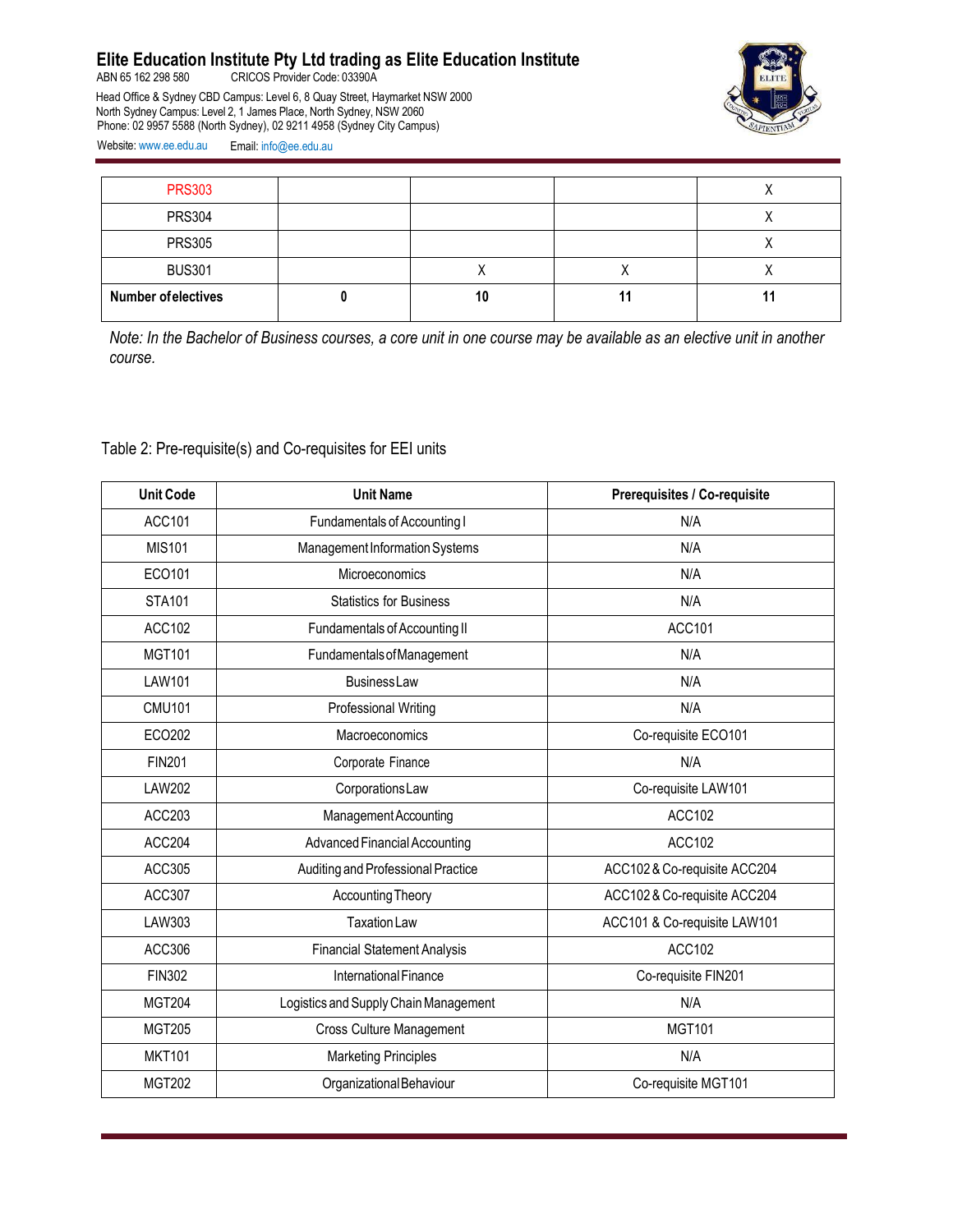| PRS303 | | | | X |
|---|---|---|---|---|
| PRS304 | | | | X |
| PRS305 | | | | X |
| BUS301 | | X | X | X |
| **Number of electives** | **0** | **10** | **11** | **11** |

*Note: In the Bachelor of Business courses, a core unit in one course may be available as an elective unit in another course.*

Table 2: Pre-requisite(s) and Co-requisites for EEI units

| Unit Code | Unit Name | Prerequisites / Co-requisite |
|---|---|---|
| ACC101 | Fundamentals of Accounting I | N/A |
| MIS101 | Management Information Systems | N/A |
| ECO101 | Microeconomics | N/A |
| STA101 | Statistics for Business | N/A |
| ACC102 | Fundamentals of Accounting II | ACC101 |
| MGT101 | Fundamentals of Management | N/A |
| LAW101 | Business Law | N/A |
| CMU101 | Professional Writing | N/A |
| ECO202 | Macroeconomics | Co-requisite ECO101 |
| FIN201 | Corporate Finance | N/A |
| LAW202 | Corporations Law | Co-requisite LAW101 |
| ACC203 | Management Accounting | ACC102 |
| ACC204 | Advanced Financial Accounting | ACC102 |
| ACC305 | Auditing and Professional Practice | ACC102 & Co-requisite ACC204 |
| ACC307 | Accounting Theory | ACC102 & Co-requisite ACC204 |
| LAW303 | Taxation Law | ACC101 & Co-requisite LAW101 |
| ACC306 | Financial Statement Analysis | ACC102 |
| FIN302 | International Finance | Co-requisite FIN201 |
| MGT204 | Logistics and Supply Chain Management | N/A |
| MGT205 | Cross Culture Management | MGT101 |
| MKT101 | Marketing Principles | N/A |
| MGT202 | Organizational Behaviour | Co-requisite MGT101 |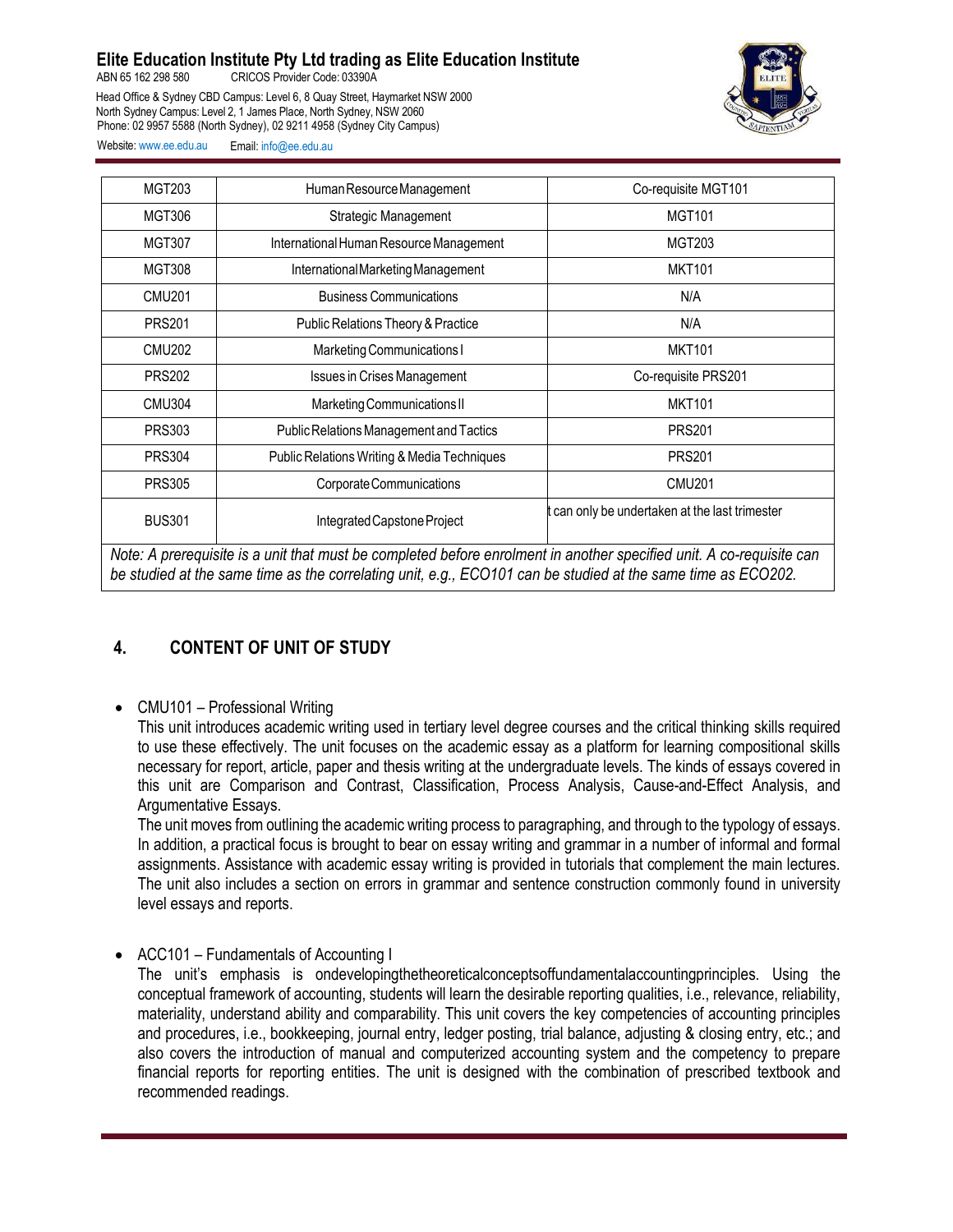| MGT203 | Human Resource Management | Co-requisite MGT101 |
|---|---|---|
| MGT306 | Strategic Management | MGT101 |
| MGT307 | International Human Resource Management | MGT203 |
| MGT308 | International Marketing Management | MKT101 |
| CMU201 | Business Communications | N/A |
| PRS201 | Public Relations Theory & Practice | N/A |
| CMU202 | Marketing Communications I | MKT101 |
| PRS202 | Issues in Crises Management | Co-requisite PRS201 |
| CMU304 | Marketing Communications II | MKT101 |
| PRS303 | Public Relations Management and Tactics | PRS201 |
| PRS304 | Public Relations Writing & Media Techniques | PRS201 |
| PRS305 | Corporate Communications | CMU201 |
| BUS301 | Integrated Capstone Project | t can only be undertaken at the last trimester |

*Note: A prerequisite is a unit that must be completed before enrolment in another specified unit. A co-requisite can be studied at the same time as the correlating unit, e.g., ECO101 can be studied at the same time as ECO202.*

## 4. CONTENT OF UNIT OF STUDY

- CMU101 – Professional Writing

  This unit introduces academic writing used in tertiary level degree courses and the critical thinking skills required to use these effectively. The unit focuses on the academic essay as a platform for learning compositional skills necessary for report, article, paper and thesis writing at the undergraduate levels. The kinds of essays covered in this unit are Comparison and Contrast, Classification, Process Analysis, Cause-and-Effect Analysis, and Argumentative Essays.

  The unit moves from outlining the academic writing process to paragraphing, and through to the typology of essays. In addition, a practical focus is brought to bear on essay writing and grammar in a number of informal and formal assignments. Assistance with academic essay writing is provided in tutorials that complement the main lectures. The unit also includes a section on errors in grammar and sentence construction commonly found in university level essays and reports.

- ACC101 – Fundamentals of Accounting I

  The unit's emphasis is ondevelopingthetheoreticalconceptsoffundamentalaccountingprinciples. Using the conceptual framework of accounting, students will learn the desirable reporting qualities, i.e., relevance, reliability, materiality, understand ability and comparability. This unit covers the key competencies of accounting principles and procedures, i.e., bookkeeping, journal entry, ledger posting, trial balance, adjusting & closing entry, etc.; and also covers the introduction of manual and computerized accounting system and the competency to prepare financial reports for reporting entities. The unit is designed with the combination of prescribed textbook and recommended readings.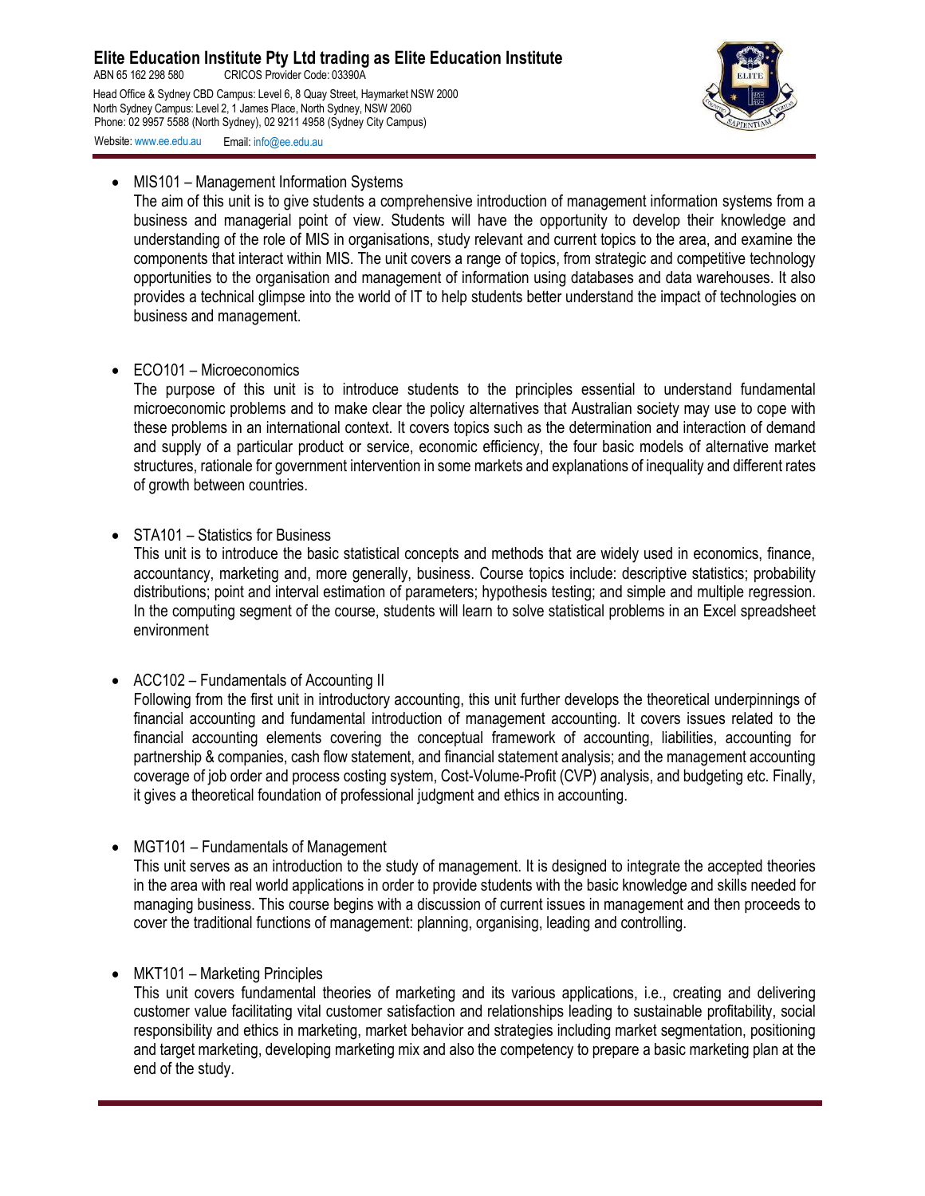- MIS101 – Management Information Systems
  The aim of this unit is to give students a comprehensive introduction of management information systems from a business and managerial point of view. Students will have the opportunity to develop their knowledge and understanding of the role of MIS in organisations, study relevant and current topics to the area, and examine the components that interact within MIS. The unit covers a range of topics, from strategic and competitive technology opportunities to the organisation and management of information using databases and data warehouses. It also provides a technical glimpse into the world of IT to help students better understand the impact of technologies on business and management.

- ECO101 – Microeconomics
  The purpose of this unit is to introduce students to the principles essential to understand fundamental microeconomic problems and to make clear the policy alternatives that Australian society may use to cope with these problems in an international context. It covers topics such as the determination and interaction of demand and supply of a particular product or service, economic efficiency, the four basic models of alternative market structures, rationale for government intervention in some markets and explanations of inequality and different rates of growth between countries.

- STA101 – Statistics for Business
  This unit is to introduce the basic statistical concepts and methods that are widely used in economics, finance, accountancy, marketing and, more generally, business. Course topics include: descriptive statistics; probability distributions; point and interval estimation of parameters; hypothesis testing; and simple and multiple regression. In the computing segment of the course, students will learn to solve statistical problems in an Excel spreadsheet environment

- ACC102 – Fundamentals of Accounting II
  Following from the first unit in introductory accounting, this unit further develops the theoretical underpinnings of financial accounting and fundamental introduction of management accounting. It covers issues related to the financial accounting elements covering the conceptual framework of accounting, liabilities, accounting for partnership & companies, cash flow statement, and financial statement analysis; and the management accounting coverage of job order and process costing system, Cost-Volume-Profit (CVP) analysis, and budgeting etc. Finally, it gives a theoretical foundation of professional judgment and ethics in accounting.

- MGT101 – Fundamentals of Management
  This unit serves as an introduction to the study of management. It is designed to integrate the accepted theories in the area with real world applications in order to provide students with the basic knowledge and skills needed for managing business. This course begins with a discussion of current issues in management and then proceeds to cover the traditional functions of management: planning, organising, leading and controlling.

- MKT101 – Marketing Principles
  This unit covers fundamental theories of marketing and its various applications, i.e., creating and delivering customer value facilitating vital customer satisfaction and relationships leading to sustainable profitability, social responsibility and ethics in marketing, market behavior and strategies including market segmentation, positioning and target marketing, developing marketing mix and also the competency to prepare a basic marketing plan at the end of the study.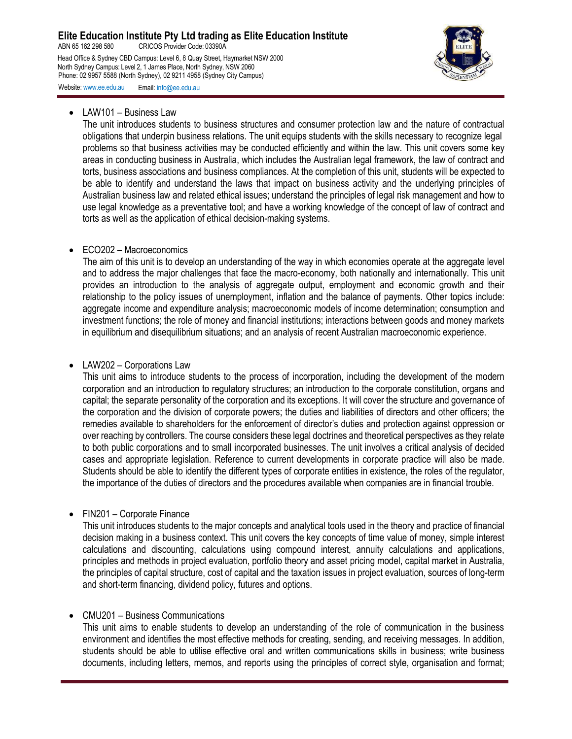- LAW101 – Business Law

  The unit introduces students to business structures and consumer protection law and the nature of contractual obligations that underpin business relations. The unit equips students with the skills necessary to recognize legal problems so that business activities may be conducted efficiently and within the law. This unit covers some key areas in conducting business in Australia, which includes the Australian legal framework, the law of contract and torts, business associations and business compliances. At the completion of this unit, students will be expected to be able to identify and understand the laws that impact on business activity and the underlying principles of Australian business law and related ethical issues; understand the principles of legal risk management and how to use legal knowledge as a preventative tool; and have a working knowledge of the concept of law of contract and torts as well as the application of ethical decision-making systems.

- ECO202 – Macroeconomics

  The aim of this unit is to develop an understanding of the way in which economies operate at the aggregate level and to address the major challenges that face the macro-economy, both nationally and internationally. This unit provides an introduction to the analysis of aggregate output, employment and economic growth and their relationship to the policy issues of unemployment, inflation and the balance of payments. Other topics include: aggregate income and expenditure analysis; macroeconomic models of income determination; consumption and investment functions; the role of money and financial institutions; interactions between goods and money markets in equilibrium and disequilibrium situations; and an analysis of recent Australian macroeconomic experience.

- LAW202 – Corporations Law

  This unit aims to introduce students to the process of incorporation, including the development of the modern corporation and an introduction to regulatory structures; an introduction to the corporate constitution, organs and capital; the separate personality of the corporation and its exceptions. It will cover the structure and governance of the corporation and the division of corporate powers; the duties and liabilities of directors and other officers; the remedies available to shareholders for the enforcement of director's duties and protection against oppression or over reaching by controllers. The course considers these legal doctrines and theoretical perspectives as they relate to both public corporations and to small incorporated businesses. The unit involves a critical analysis of decided cases and appropriate legislation. Reference to current developments in corporate practice will also be made. Students should be able to identify the different types of corporate entities in existence, the roles of the regulator, the importance of the duties of directors and the procedures available when companies are in financial trouble.

- FIN201 – Corporate Finance

  This unit introduces students to the major concepts and analytical tools used in the theory and practice of financial decision making in a business context. This unit covers the key concepts of time value of money, simple interest calculations and discounting, calculations using compound interest, annuity calculations and applications, principles and methods in project evaluation, portfolio theory and asset pricing model, capital market in Australia, the principles of capital structure, cost of capital and the taxation issues in project evaluation, sources of long-term and short-term financing, dividend policy, futures and options.

- CMU201 – Business Communications

  This unit aims to enable students to develop an understanding of the role of communication in the business environment and identifies the most effective methods for creating, sending, and receiving messages. In addition, students should be able to utilise effective oral and written communications skills in business; write business documents, including letters, memos, and reports using the principles of correct style, organisation and format;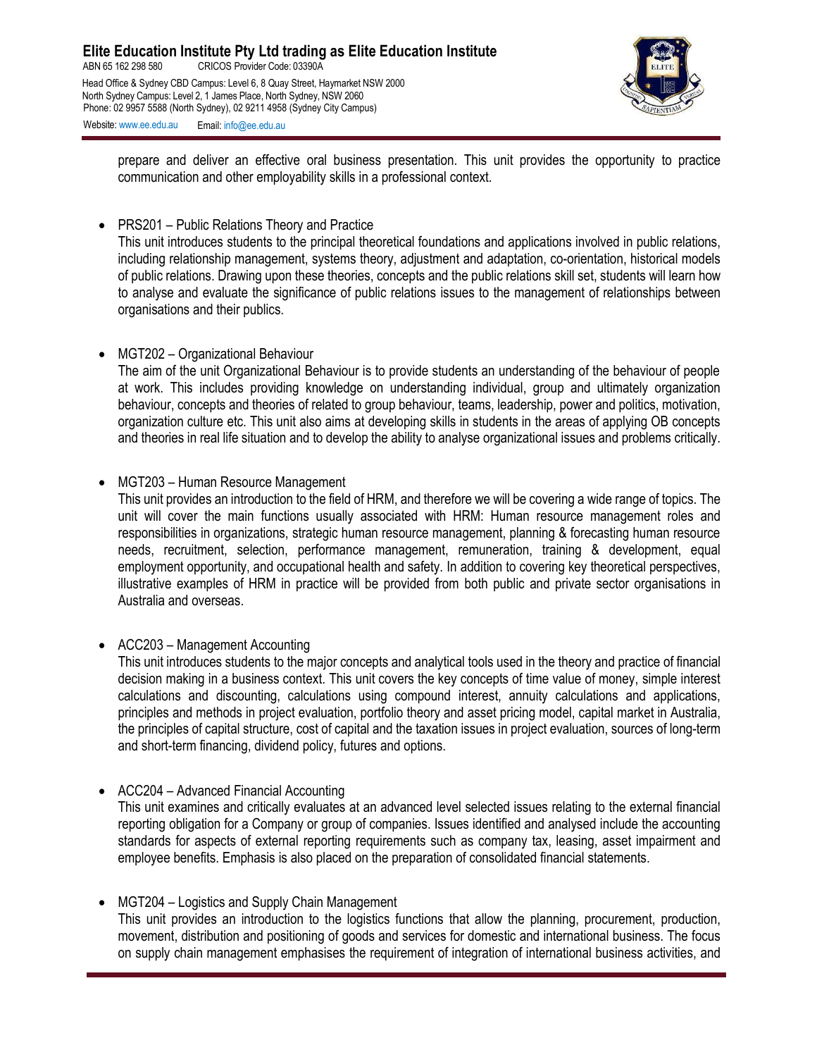prepare and deliver an effective oral business presentation. This unit provides the opportunity to practice communication and other employability skills in a professional context.

- PRS201 – Public Relations Theory and Practice
  This unit introduces students to the principal theoretical foundations and applications involved in public relations, including relationship management, systems theory, adjustment and adaptation, co-orientation, historical models of public relations. Drawing upon these theories, concepts and the public relations skill set, students will learn how to analyse and evaluate the significance of public relations issues to the management of relationships between organisations and their publics.

- MGT202 – Organizational Behaviour
  The aim of the unit Organizational Behaviour is to provide students an understanding of the behaviour of people at work. This includes providing knowledge on understanding individual, group and ultimately organization behaviour, concepts and theories of related to group behaviour, teams, leadership, power and politics, motivation, organization culture etc. This unit also aims at developing skills in students in the areas of applying OB concepts and theories in real life situation and to develop the ability to analyse organizational issues and problems critically.

- MGT203 – Human Resource Management
  This unit provides an introduction to the field of HRM, and therefore we will be covering a wide range of topics. The unit will cover the main functions usually associated with HRM: Human resource management roles and responsibilities in organizations, strategic human resource management, planning & forecasting human resource needs, recruitment, selection, performance management, remuneration, training & development, equal employment opportunity, and occupational health and safety. In addition to covering key theoretical perspectives, illustrative examples of HRM in practice will be provided from both public and private sector organisations in Australia and overseas.

- ACC203 – Management Accounting
  This unit introduces students to the major concepts and analytical tools used in the theory and practice of financial decision making in a business context. This unit covers the key concepts of time value of money, simple interest calculations and discounting, calculations using compound interest, annuity calculations and applications, principles and methods in project evaluation, portfolio theory and asset pricing model, capital market in Australia, the principles of capital structure, cost of capital and the taxation issues in project evaluation, sources of long-term and short-term financing, dividend policy, futures and options.

- ACC204 – Advanced Financial Accounting
  This unit examines and critically evaluates at an advanced level selected issues relating to the external financial reporting obligation for a Company or group of companies. Issues identified and analysed include the accounting standards for aspects of external reporting requirements such as company tax, leasing, asset impairment and employee benefits. Emphasis is also placed on the preparation of consolidated financial statements.

- MGT204 – Logistics and Supply Chain Management
  This unit provides an introduction to the logistics functions that allow the planning, procurement, production, movement, distribution and positioning of goods and services for domestic and international business. The focus on supply chain management emphasises the requirement of integration of international business activities, and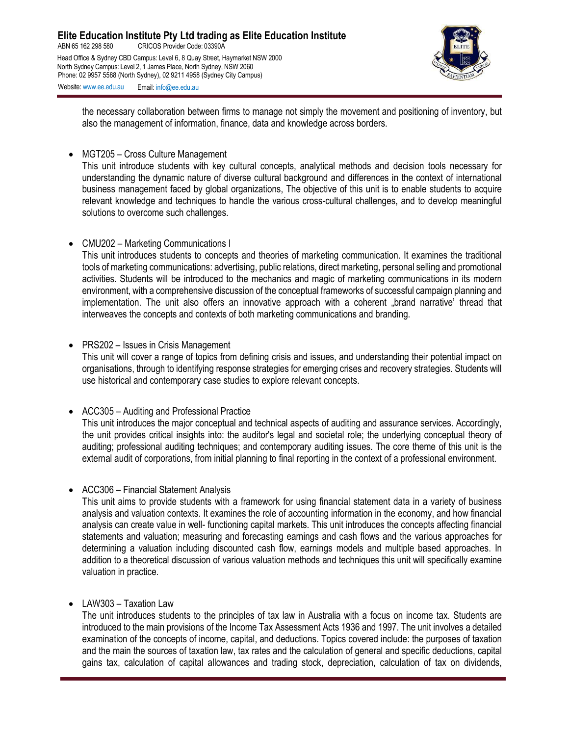the necessary collaboration between firms to manage not simply the movement and positioning of inventory, but also the management of information, finance, data and knowledge across borders.

- MGT205 – Cross Culture Management
  This unit introduce students with key cultural concepts, analytical methods and decision tools necessary for understanding the dynamic nature of diverse cultural background and differences in the context of international business management faced by global organizations, The objective of this unit is to enable students to acquire relevant knowledge and techniques to handle the various cross-cultural challenges, and to develop meaningful solutions to overcome such challenges.

- CMU202 – Marketing Communications I
  This unit introduces students to concepts and theories of marketing communication. It examines the traditional tools of marketing communications: advertising, public relations, direct marketing, personal selling and promotional activities. Students will be introduced to the mechanics and magic of marketing communications in its modern environment, with a comprehensive discussion of the conceptual frameworks of successful campaign planning and implementation. The unit also offers an innovative approach with a coherent „brand narrative' thread that interweaves the concepts and contexts of both marketing communications and branding.

- PRS202 – Issues in Crisis Management
  This unit will cover a range of topics from defining crisis and issues, and understanding their potential impact on organisations, through to identifying response strategies for emerging crises and recovery strategies. Students will use historical and contemporary case studies to explore relevant concepts.

- ACC305 – Auditing and Professional Practice
  This unit introduces the major conceptual and technical aspects of auditing and assurance services. Accordingly, the unit provides critical insights into: the auditor's legal and societal role; the underlying conceptual theory of auditing; professional auditing techniques; and contemporary auditing issues. The core theme of this unit is the external audit of corporations, from initial planning to final reporting in the context of a professional environment.

- ACC306 – Financial Statement Analysis
  This unit aims to provide students with a framework for using financial statement data in a variety of business analysis and valuation contexts. It examines the role of accounting information in the economy, and how financial analysis can create value in well- functioning capital markets. This unit introduces the concepts affecting financial statements and valuation; measuring and forecasting earnings and cash flows and the various approaches for determining a valuation including discounted cash flow, earnings models and multiple based approaches. In addition to a theoretical discussion of various valuation methods and techniques this unit will specifically examine valuation in practice.

- LAW303 – Taxation Law
  The unit introduces students to the principles of tax law in Australia with a focus on income tax. Students are introduced to the main provisions of the Income Tax Assessment Acts 1936 and 1997. The unit involves a detailed examination of the concepts of income, capital, and deductions. Topics covered include: the purposes of taxation and the main the sources of taxation law, tax rates and the calculation of general and specific deductions, capital gains tax, calculation of capital allowances and trading stock, depreciation, calculation of tax on dividends,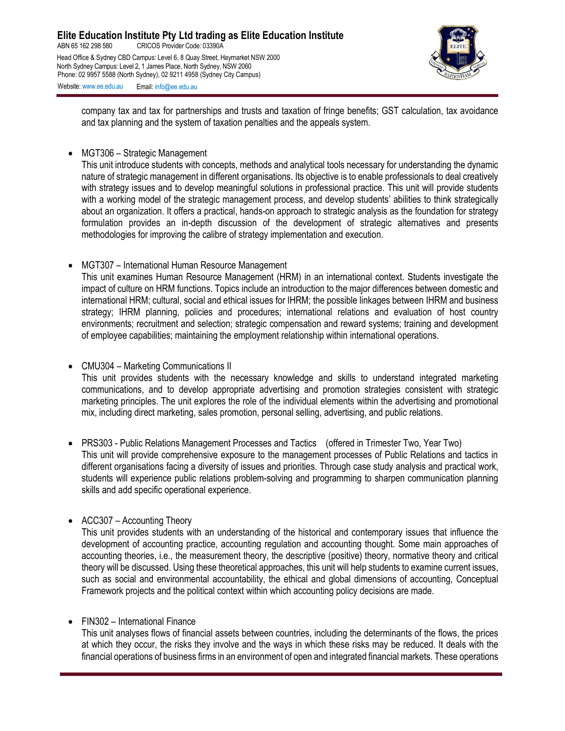company tax and tax for partnerships and trusts and taxation of fringe benefits; GST calculation, tax avoidance and tax planning and the system of taxation penalties and the appeals system.

- MGT306 – Strategic Management

  This unit introduce students with concepts, methods and analytical tools necessary for understanding the dynamic nature of strategic management in different organisations. Its objective is to enable professionals to deal creatively with strategy issues and to develop meaningful solutions in professional practice. This unit will provide students with a working model of the strategic management process, and develop students' abilities to think strategically about an organization. It offers a practical, hands-on approach to strategic analysis as the foundation for strategy formulation provides an in-depth discussion of the development of strategic alternatives and presents methodologies for improving the calibre of strategy implementation and execution.

- MGT307 – International Human Resource Management

  This unit examines Human Resource Management (HRM) in an international context. Students investigate the impact of culture on HRM functions. Topics include an introduction to the major differences between domestic and international HRM; cultural, social and ethical issues for IHRM; the possible linkages between IHRM and business strategy; IHRM planning, policies and procedures; international relations and evaluation of host country environments; recruitment and selection; strategic compensation and reward systems; training and development of employee capabilities; maintaining the employment relationship within international operations.

- CMU304 – Marketing Communications II

  This unit provides students with the necessary knowledge and skills to understand integrated marketing communications, and to develop appropriate advertising and promotion strategies consistent with strategic marketing principles. The unit explores the role of the individual elements within the advertising and promotional mix, including direct marketing, sales promotion, personal selling, advertising, and public relations.

- PRS303 - Public Relations Management Processes and Tactics (offered in Trimester Two, Year Two)

  This unit will provide comprehensive exposure to the management processes of Public Relations and tactics in different organisations facing a diversity of issues and priorities. Through case study analysis and practical work, students will experience public relations problem-solving and programming to sharpen communication planning skills and add specific operational experience.

- ACC307 – Accounting Theory

  This unit provides students with an understanding of the historical and contemporary issues that influence the development of accounting practice, accounting regulation and accounting thought. Some main approaches of accounting theories, i.e., the measurement theory, the descriptive (positive) theory, normative theory and critical theory will be discussed. Using these theoretical approaches, this unit will help students to examine current issues, such as social and environmental accountability, the ethical and global dimensions of accounting, Conceptual Framework projects and the political context within which accounting policy decisions are made.

- FIN302 – International Finance

  This unit analyses flows of financial assets between countries, including the determinants of the flows, the prices at which they occur, the risks they involve and the ways in which these risks may be reduced. It deals with the financial operations of business firms in an environment of open and integrated financial markets. These operations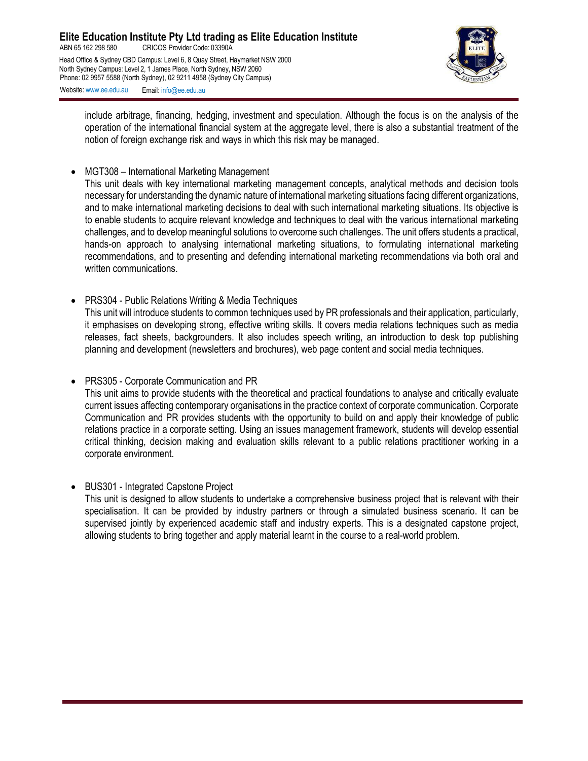include arbitrage, financing, hedging, investment and speculation. Although the focus is on the analysis of the operation of the international financial system at the aggregate level, there is also a substantial treatment of the notion of foreign exchange risk and ways in which this risk may be managed.

- MGT308 – International Marketing Management
  This unit deals with key international marketing management concepts, analytical methods and decision tools necessary for understanding the dynamic nature of international marketing situations facing different organizations, and to make international marketing decisions to deal with such international marketing situations. Its objective is to enable students to acquire relevant knowledge and techniques to deal with the various international marketing challenges, and to develop meaningful solutions to overcome such challenges. The unit offers students a practical, hands-on approach to analysing international marketing situations, to formulating international marketing recommendations, and to presenting and defending international marketing recommendations via both oral and written communications.

- PRS304 - Public Relations Writing & Media Techniques
  This unit will introduce students to common techniques used by PR professionals and their application, particularly, it emphasises on developing strong, effective writing skills. It covers media relations techniques such as media releases, fact sheets, backgrounders. It also includes speech writing, an introduction to desk top publishing planning and development (newsletters and brochures), web page content and social media techniques.

- PRS305 - Corporate Communication and PR
  This unit aims to provide students with the theoretical and practical foundations to analyse and critically evaluate current issues affecting contemporary organisations in the practice context of corporate communication. Corporate Communication and PR provides students with the opportunity to build on and apply their knowledge of public relations practice in a corporate setting. Using an issues management framework, students will develop essential critical thinking, decision making and evaluation skills relevant to a public relations practitioner working in a corporate environment.

- BUS301 - Integrated Capstone Project
  This unit is designed to allow students to undertake a comprehensive business project that is relevant with their specialisation. It can be provided by industry partners or through a simulated business scenario. It can be supervised jointly by experienced academic staff and industry experts. This is a designated capstone project, allowing students to bring together and apply material learnt in the course to a real-world problem.